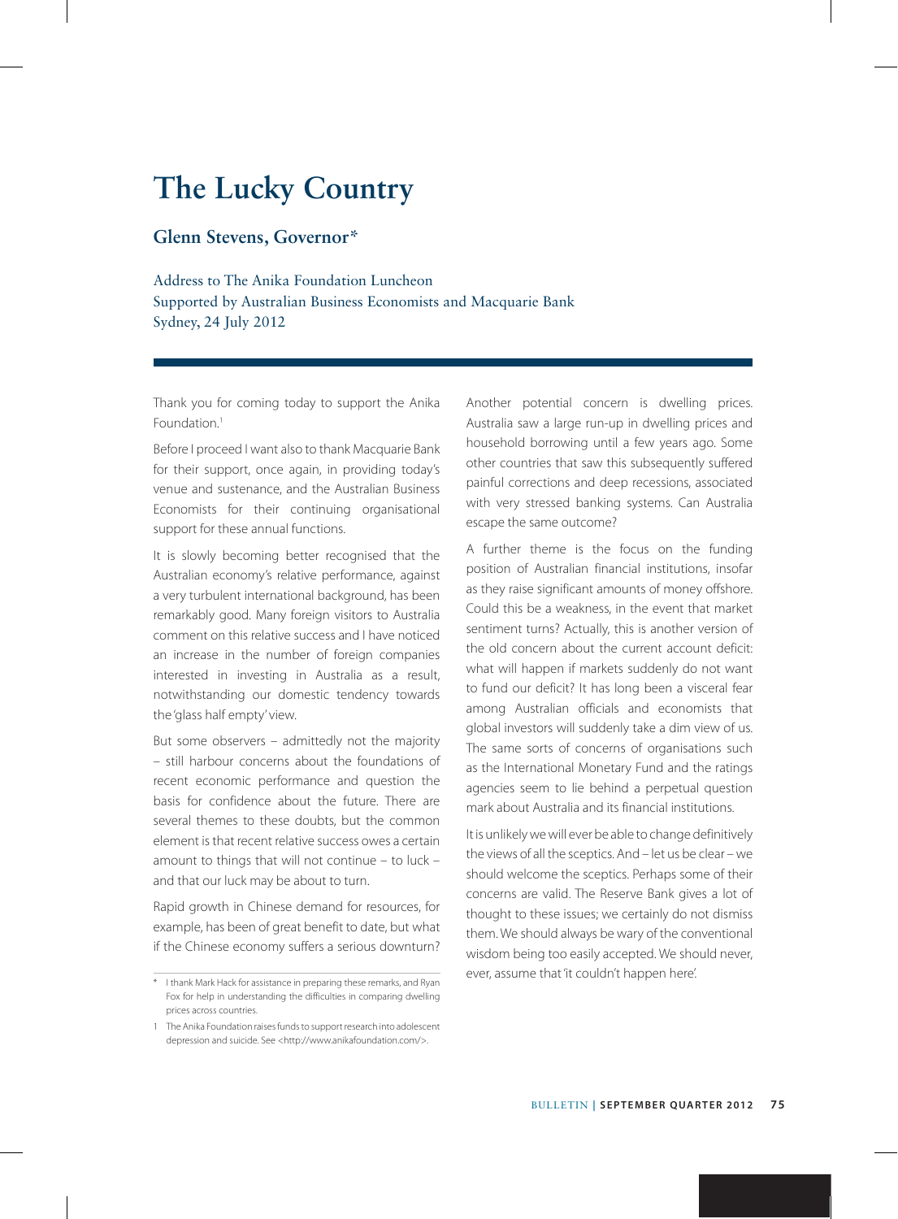# The Lucky Country

## Glenn Stevens, Governor*

Address to The Anika Foundation Luncheon
Supported by Australian Business Economists and Macquarie Bank
Sydney, 24 July 2012

Thank you for coming today to support the Anika Foundation.[1]

Before I proceed I want also to thank Macquarie Bank for their support, once again, in providing today's venue and sustenance, and the Australian Business Economists for their continuing organisational support for these annual functions.

It is slowly becoming better recognised that the Australian economy's relative performance, against a very turbulent international background, has been remarkably good. Many foreign visitors to Australia comment on this relative success and I have noticed an increase in the number of foreign companies interested in investing in Australia as a result, notwithstanding our domestic tendency towards the 'glass half empty' view.

But some observers – admittedly not the majority – still harbour concerns about the foundations of recent economic performance and question the basis for confidence about the future. There are several themes to these doubts, but the common element is that recent relative success owes a certain amount to things that will not continue – to luck – and that our luck may be about to turn.

Rapid growth in Chinese demand for resources, for example, has been of great benefit to date, but what if the Chinese economy suffers a serious downturn?

Another potential concern is dwelling prices. Australia saw a large run-up in dwelling prices and household borrowing until a few years ago. Some other countries that saw this subsequently suffered painful corrections and deep recessions, associated with very stressed banking systems. Can Australia escape the same outcome?

A further theme is the focus on the funding position of Australian financial institutions, insofar as they raise significant amounts of money offshore. Could this be a weakness, in the event that market sentiment turns? Actually, this is another version of the old concern about the current account deficit: what will happen if markets suddenly do not want to fund our deficit? It has long been a visceral fear among Australian officials and economists that global investors will suddenly take a dim view of us. The same sorts of concerns of organisations such as the International Monetary Fund and the ratings agencies seem to lie behind a perpetual question mark about Australia and its financial institutions.

It is unlikely we will ever be able to change definitively the views of all the sceptics. And – let us be clear – we should welcome the sceptics. Perhaps some of their concerns are valid. The Reserve Bank gives a lot of thought to these issues; we certainly do not dismiss them. We should always be wary of the conventional wisdom being too easily accepted. We should never, ever, assume that 'it couldn't happen here'.

---

\* I thank Mark Hack for assistance in preparing these remarks, and Ryan Fox for help in understanding the difficulties in comparing dwelling prices across countries.

1 The Anika Foundation raises funds to support research into adolescent depression and suicide. See <http://www.anikafoundation.com/>.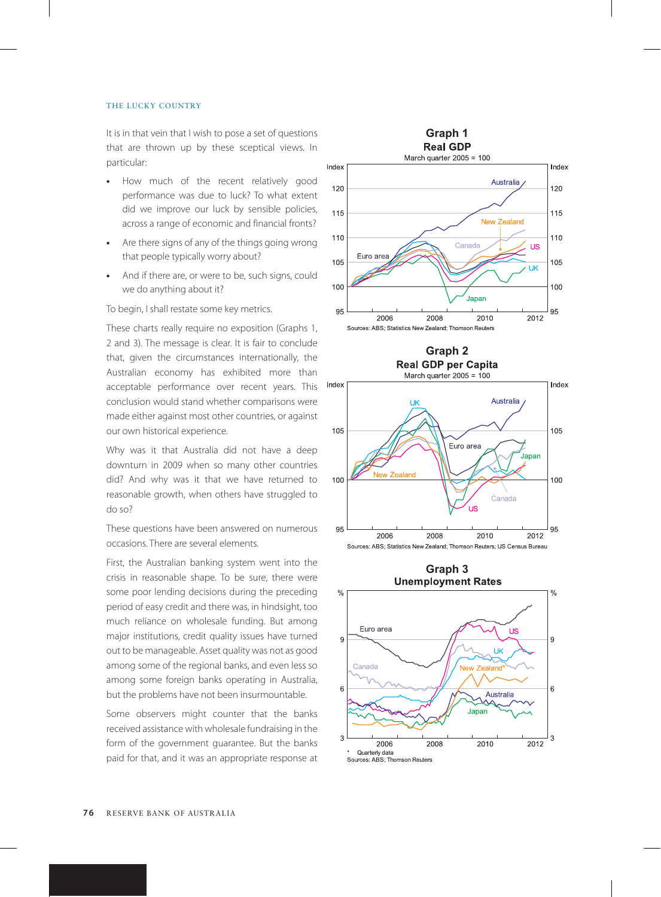It is in that vein that I wish to pose a set of questions that are thrown up by these sceptical views. In particular:

- How much of the recent relatively good performance was due to luck? To what extent did we improve our luck by sensible policies, across a range of economic and financial fronts?
- Are there signs of any of the things going wrong that people typically worry about?
- And if there are, or were to be, such signs, could we do anything about it?

To begin, I shall restate some key metrics.

These charts really require no exposition (Graphs 1, 2 and 3). The message is clear. It is fair to conclude that, given the circumstances internationally, the Australian economy has exhibited more than acceptable performance over recent years. This conclusion would stand whether comparisons were made either against most other countries, or against our own historical experience.

Why was it that Australia did not have a deep downturn in 2009 when so many other countries did? And why was it that we have returned to reasonable growth, when others have struggled to do so?

These questions have been answered on numerous occasions. There are several elements.

First, the Australian banking system went into the crisis in reasonable shape. To be sure, there were some poor lending decisions during the preceding period of easy credit and there was, in hindsight, too much reliance on wholesale funding. But among major institutions, credit quality issues have turned out to be manageable. Asset quality was not as good among some of the regional banks, and even less so among some foreign banks operating in Australia, but the problems have not been insurmountable.

Some observers might counter that the banks received assistance with wholesale fundraising in the form of the government guarantee. But the banks paid for that, and it was an appropriate response at

**Graph 1**
**Real GDP**
March quarter 2005 = 100

Sources: ABS; Statistics New Zealand; Thomson Reuters

**Graph 2**
**Real GDP per Capita**
March quarter 2005 = 100

Sources: ABS; Statistics New Zealand; Thomson Reuters; US Census Bureau

**Graph 3**
**Unemployment Rates**

\* Quarterly data
Sources: ABS; Thomson Reuters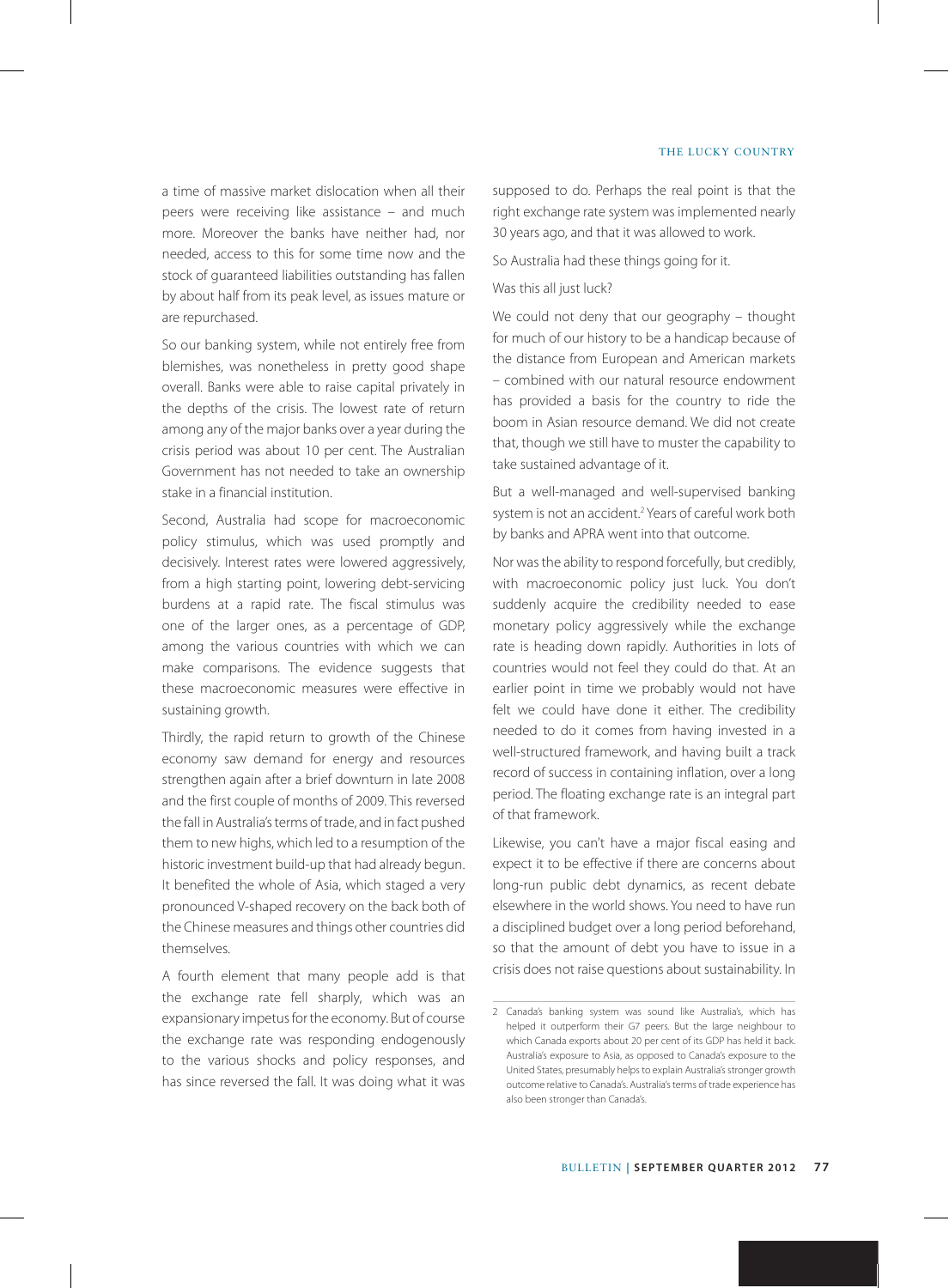a time of massive market dislocation when all their peers were receiving like assistance – and much more. Moreover the banks have neither had, nor needed, access to this for some time now and the stock of guaranteed liabilities outstanding has fallen by about half from its peak level, as issues mature or are repurchased.

So our banking system, while not entirely free from blemishes, was nonetheless in pretty good shape overall. Banks were able to raise capital privately in the depths of the crisis. The lowest rate of return among any of the major banks over a year during the crisis period was about 10 per cent. The Australian Government has not needed to take an ownership stake in a financial institution.

Second, Australia had scope for macroeconomic policy stimulus, which was used promptly and decisively. Interest rates were lowered aggressively, from a high starting point, lowering debt-servicing burdens at a rapid rate. The fiscal stimulus was one of the larger ones, as a percentage of GDP, among the various countries with which we can make comparisons. The evidence suggests that these macroeconomic measures were effective in sustaining growth.

Thirdly, the rapid return to growth of the Chinese economy saw demand for energy and resources strengthen again after a brief downturn in late 2008 and the first couple of months of 2009. This reversed the fall in Australia's terms of trade, and in fact pushed them to new highs, which led to a resumption of the historic investment build-up that had already begun. It benefited the whole of Asia, which staged a very pronounced V-shaped recovery on the back both of the Chinese measures and things other countries did themselves.

A fourth element that many people add is that the exchange rate fell sharply, which was an expansionary impetus for the economy. But of course the exchange rate was responding endogenously to the various shocks and policy responses, and has since reversed the fall. It was doing what it was supposed to do. Perhaps the real point is that the right exchange rate system was implemented nearly 30 years ago, and that it was allowed to work.

So Australia had these things going for it.

Was this all just luck?

We could not deny that our geography – thought for much of our history to be a handicap because of the distance from European and American markets – combined with our natural resource endowment has provided a basis for the country to ride the boom in Asian resource demand. We did not create that, though we still have to muster the capability to take sustained advantage of it.

But a well-managed and well-supervised banking system is not an accident.[2] Years of careful work both by banks and APRA went into that outcome.

Nor was the ability to respond forcefully, but credibly, with macroeconomic policy just luck. You don't suddenly acquire the credibility needed to ease monetary policy aggressively while the exchange rate is heading down rapidly. Authorities in lots of countries would not feel they could do that. At an earlier point in time we probably would not have felt we could have done it either. The credibility needed to do it comes from having invested in a well-structured framework, and having built a track record of success in containing inflation, over a long period. The floating exchange rate is an integral part of that framework.

Likewise, you can't have a major fiscal easing and expect it to be effective if there are concerns about long-run public debt dynamics, as recent debate elsewhere in the world shows. You need to have run a disciplined budget over a long period beforehand, so that the amount of debt you have to issue in a crisis does not raise questions about sustainability. In

---

2 Canada's banking system was sound like Australia's, which has helped it outperform their G7 peers. But the large neighbour to which Canada exports about 20 per cent of its GDP has held it back. Australia's exposure to Asia, as opposed to Canada's exposure to the United States, presumably helps to explain Australia's stronger growth outcome relative to Canada's. Australia's terms of trade experience has also been stronger than Canada's.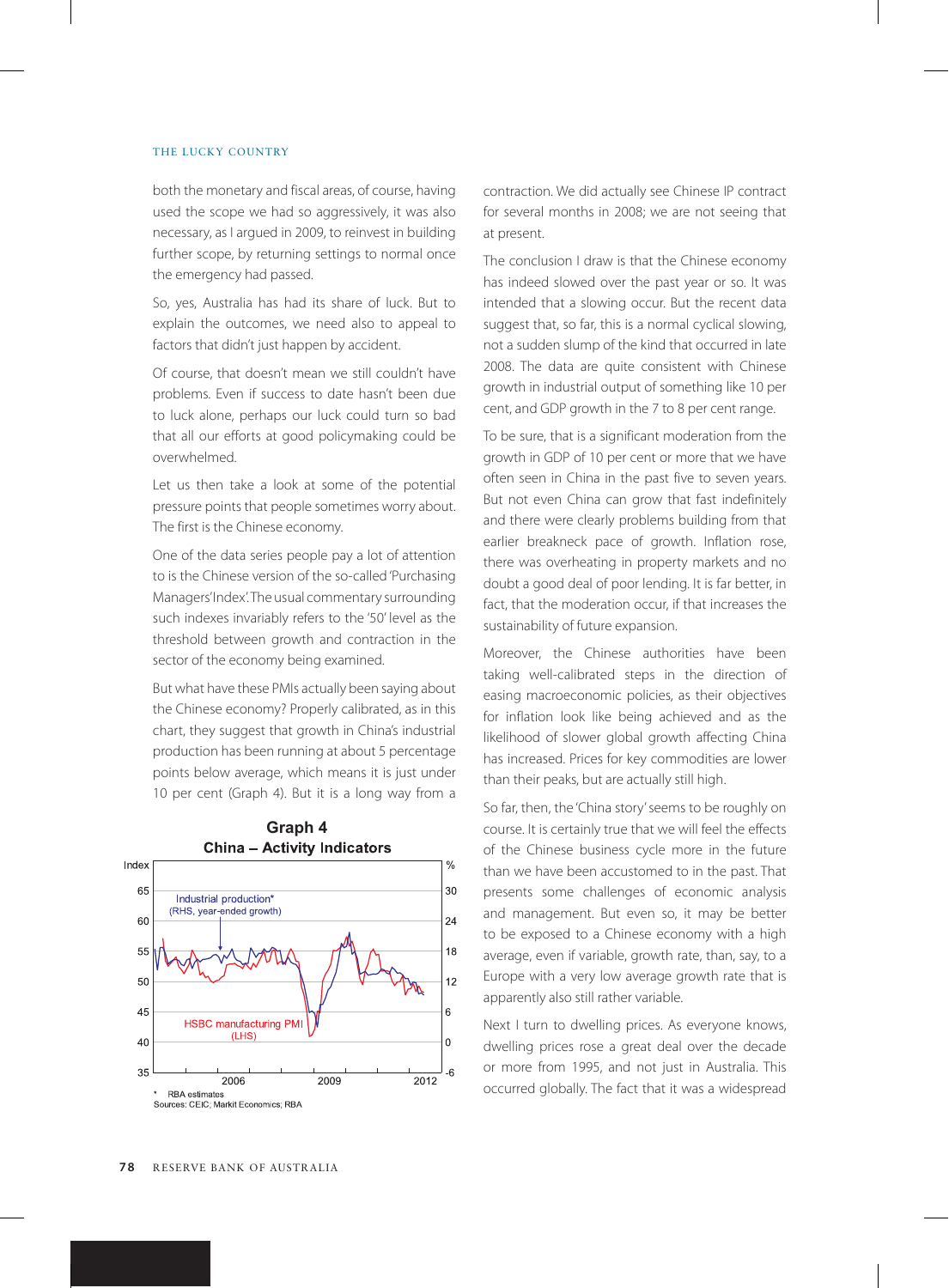both the monetary and fiscal areas, of course, having used the scope we had so aggressively, it was also necessary, as I argued in 2009, to reinvest in building further scope, by returning settings to normal once the emergency had passed.

So, yes, Australia has had its share of luck. But to explain the outcomes, we need also to appeal to factors that didn't just happen by accident.

Of course, that doesn't mean we still couldn't have problems. Even if success to date hasn't been due to luck alone, perhaps our luck could turn so bad that all our efforts at good policymaking could be overwhelmed.

Let us then take a look at some of the potential pressure points that people sometimes worry about. The first is the Chinese economy.

One of the data series people pay a lot of attention to is the Chinese version of the so-called 'Purchasing Managers' Index'. The usual commentary surrounding such indexes invariably refers to the '50' level as the threshold between growth and contraction in the sector of the economy being examined.

But what have these PMIs actually been saying about the Chinese economy? Properly calibrated, as in this chart, they suggest that growth in China's industrial production has been running at about 5 percentage points below average, which means it is just under 10 per cent (Graph 4). But it is a long way from a contraction. We did actually see Chinese IP contract for several months in 2008; we are not seeing that at present.

**Graph 4**
**China – Activity Indicators**

\* RBA estimates
Sources: CEIC; Markit Economics; RBA

The conclusion I draw is that the Chinese economy has indeed slowed over the past year or so. It was intended that a slowing occur. But the recent data suggest that, so far, this is a normal cyclical slowing, not a sudden slump of the kind that occurred in late 2008. The data are quite consistent with Chinese growth in industrial output of something like 10 per cent, and GDP growth in the 7 to 8 per cent range.

To be sure, that is a significant moderation from the growth in GDP of 10 per cent or more that we have often seen in China in the past five to seven years. But not even China can grow that fast indefinitely and there were clearly problems building from that earlier breakneck pace of growth. Inflation rose, there was overheating in property markets and no doubt a good deal of poor lending. It is far better, in fact, that the moderation occur, if that increases the sustainability of future expansion.

Moreover, the Chinese authorities have been taking well-calibrated steps in the direction of easing macroeconomic policies, as their objectives for inflation look like being achieved and as the likelihood of slower global growth affecting China has increased. Prices for key commodities are lower than their peaks, but are actually still high.

So far, then, the 'China story' seems to be roughly on course. It is certainly true that we will feel the effects of the Chinese business cycle more in the future than we have been accustomed to in the past. That presents some challenges of economic analysis and management. But even so, it may be better to be exposed to a Chinese economy with a high average, even if variable, growth rate, than, say, to a Europe with a very low average growth rate that is apparently also still rather variable.

Next I turn to dwelling prices. As everyone knows, dwelling prices rose a great deal over the decade or more from 1995, and not just in Australia. This occurred globally. The fact that it was a widespread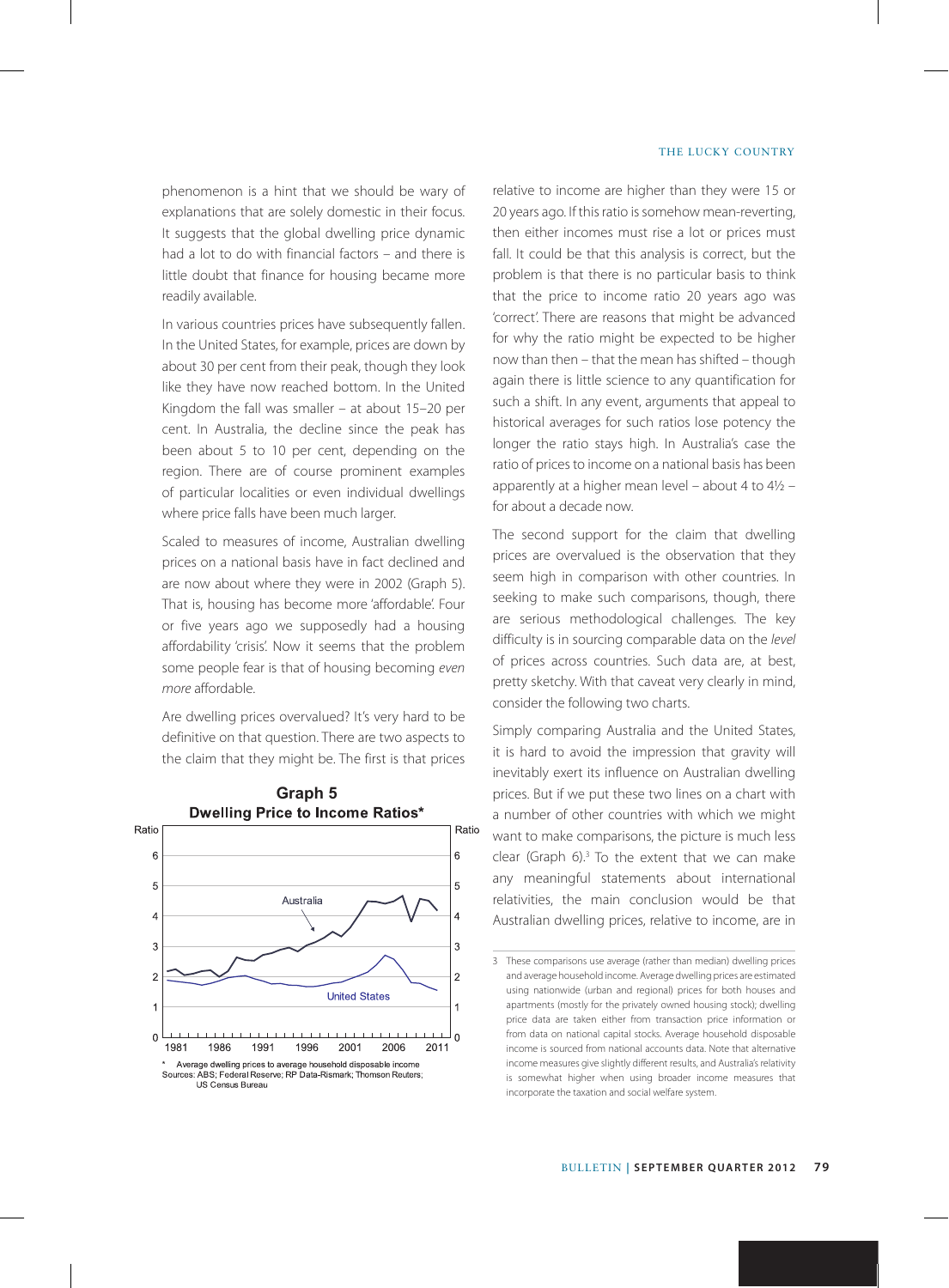phenomenon is a hint that we should be wary of explanations that are solely domestic in their focus. It suggests that the global dwelling price dynamic had a lot to do with financial factors – and there is little doubt that finance for housing became more readily available.

In various countries prices have subsequently fallen. In the United States, for example, prices are down by about 30 per cent from their peak, though they look like they have now reached bottom. In the United Kingdom the fall was smaller – at about 15–20 per cent. In Australia, the decline since the peak has been about 5 to 10 per cent, depending on the region. There are of course prominent examples of particular localities or even individual dwellings where price falls have been much larger.

Scaled to measures of income, Australian dwelling prices on a national basis have in fact declined and are now about where they were in 2002 (Graph 5). That is, housing has become more 'affordable'. Four or five years ago we supposedly had a housing affordability 'crisis'. Now it seems that the problem some people fear is that of housing becoming *even more* affordable.

Are dwelling prices overvalued? It's very hard to be definitive on that question. There are two aspects to the claim that they might be. The first is that prices

**Graph 5**
**Dwelling Price to Income Ratios***

\* Average dwelling prices to average household disposable income
Sources: ABS; Federal Reserve; RP Data-Rismark; Thomson Reuters; US Census Bureau

relative to income are higher than they were 15 or 20 years ago. If this ratio is somehow mean-reverting, then either incomes must rise a lot or prices must fall. It could be that this analysis is correct, but the problem is that there is no particular basis to think that the price to income ratio 20 years ago was 'correct'. There are reasons that might be advanced for why the ratio might be expected to be higher now than then – that the mean has shifted – though again there is little science to any quantification for such a shift. In any event, arguments that appeal to historical averages for such ratios lose potency the longer the ratio stays high. In Australia's case the ratio of prices to income on a national basis has been apparently at a higher mean level – about 4 to 4½ – for about a decade now.

The second support for the claim that dwelling prices are overvalued is the observation that they seem high in comparison with other countries. In seeking to make such comparisons, though, there are serious methodological challenges. The key difficulty is in sourcing comparable data on the *level* of prices across countries. Such data are, at best, pretty sketchy. With that caveat very clearly in mind, consider the following two charts.

Simply comparing Australia and the United States, it is hard to avoid the impression that gravity will inevitably exert its influence on Australian dwelling prices. But if we put these two lines on a chart with a number of other countries with which we might want to make comparisons, the picture is much less clear (Graph 6).[3] To the extent that we can make any meaningful statements about international relativities, the main conclusion would be that Australian dwelling prices, relative to income, are in

3 These comparisons use average (rather than median) dwelling prices and average household income. Average dwelling prices are estimated using nationwide (urban and regional) prices for both houses and apartments (mostly for the privately owned housing stock); dwelling price data are taken either from transaction price information or from data on national capital stocks. Average household disposable income is sourced from national accounts data. Note that alternative income measures give slightly different results, and Australia's relativity is somewhat higher when using broader income measures that incorporate the taxation and social welfare system.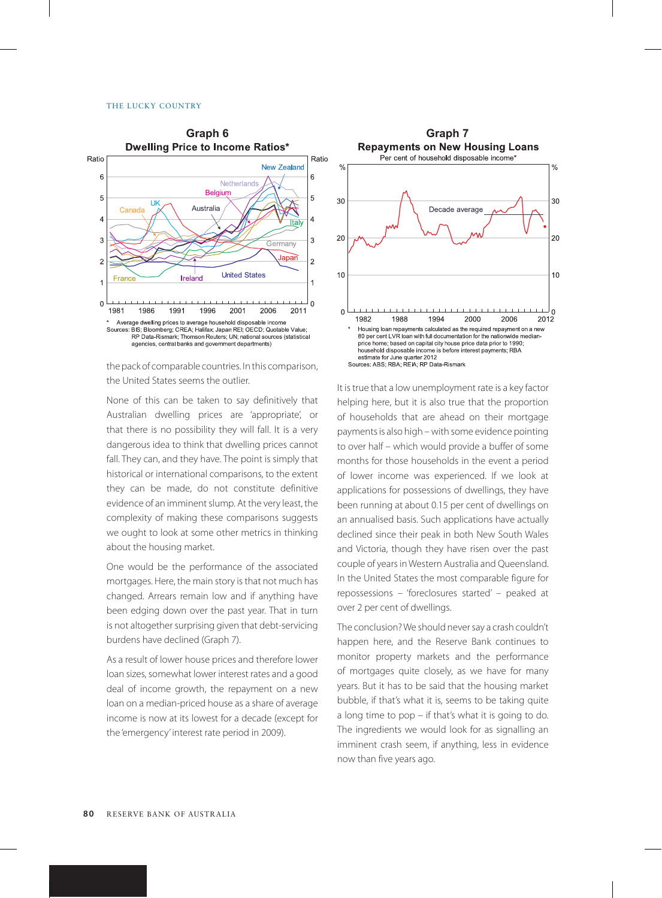### Graph 6

**Dwelling Price to Income Ratios***

\* Average dwelling prices to average household disposable income

Sources: BIS; Bloomberg; CREA; Halifax; Japan REI; OECD; Quotable Value; RP Data-Rismark; Thomson Reuters; UN; national sources (statistical agencies, central banks and government departments)

the pack of comparable countries. In this comparison, the United States seems the outlier.

None of this can be taken to say definitively that Australian dwelling prices are 'appropriate', or that there is no possibility they will fall. It is a very dangerous idea to think that dwelling prices cannot fall. They can, and they have. The point is simply that historical or international comparisons, to the extent they can be made, do not constitute definitive evidence of an imminent slump. At the very least, the complexity of making these comparisons suggests we ought to look at some other metrics in thinking about the housing market.

One would be the performance of the associated mortgages. Here, the main story is that not much has changed. Arrears remain low and if anything have been edging down over the past year. That in turn is not altogether surprising given that debt-servicing burdens have declined (Graph 7).

As a result of lower house prices and therefore lower loan sizes, somewhat lower interest rates and a good deal of income growth, the repayment on a new loan on a median-priced house as a share of average income is now at its lowest for a decade (except for the 'emergency' interest rate period in 2009).

### Graph 7

**Repayments on New Housing Loans**

Per cent of household disposable income*

\* Housing loan repayments calculated as the required repayment on a new 80 per cent LVR loan with full documentation for the nationwide median-price home; based on capital city house price data prior to 1990; household disposable income is before interest payments; RBA estimate for June quarter 2012

Sources: ABS; RBA; REIA; RP Data-Rismark

It is true that a low unemployment rate is a key factor helping here, but it is also true that the proportion of households that are ahead on their mortgage payments is also high – with some evidence pointing to over half – which would provide a buffer of some months for those households in the event a period of lower income was experienced. If we look at applications for possessions of dwellings, they have been running at about 0.15 per cent of dwellings on an annualised basis. Such applications have actually declined since their peak in both New South Wales and Victoria, though they have risen over the past couple of years in Western Australia and Queensland. In the United States the most comparable figure for repossessions – 'foreclosures started' – peaked at over 2 per cent of dwellings.

The conclusion? We should never say a crash couldn't happen here, and the Reserve Bank continues to monitor property markets and the performance of mortgages quite closely, as we have for many years. But it has to be said that the housing market bubble, if that's what it is, seems to be taking quite a long time to pop – if that's what it is going to do. The ingredients we would look for as signalling an imminent crash seem, if anything, less in evidence now than five years ago.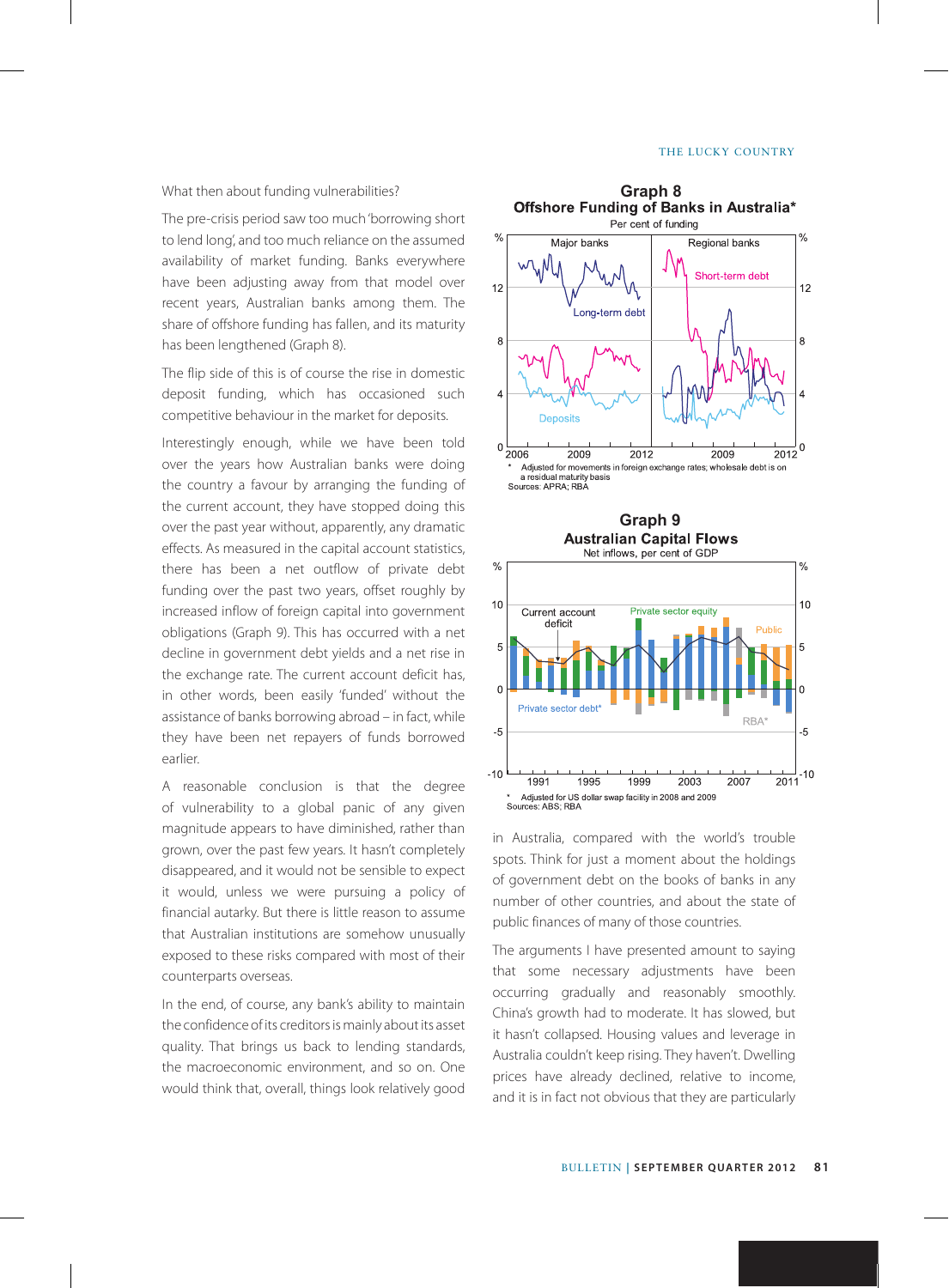What then about funding vulnerabilities?

The pre-crisis period saw too much 'borrowing short to lend long', and too much reliance on the assumed availability of market funding. Banks everywhere have been adjusting away from that model over recent years, Australian banks among them. The share of offshore funding has fallen, and its maturity has been lengthened (Graph 8).

The flip side of this is of course the rise in domestic deposit funding, which has occasioned such competitive behaviour in the market for deposits.

Interestingly enough, while we have been told over the years how Australian banks were doing the country a favour by arranging the funding of the current account, they have stopped doing this over the past year without, apparently, any dramatic effects. As measured in the capital account statistics, there has been a net outflow of private debt funding over the past two years, offset roughly by increased inflow of foreign capital into government obligations (Graph 9). This has occurred with a net decline in government debt yields and a net rise in the exchange rate. The current account deficit has, in other words, been easily 'funded' without the assistance of banks borrowing abroad – in fact, while they have been net repayers of funds borrowed earlier.

A reasonable conclusion is that the degree of vulnerability to a global panic of any given magnitude appears to have diminished, rather than grown, over the past few years. It hasn't completely disappeared, and it would not be sensible to expect it would, unless we were pursuing a policy of financial autarky. But there is little reason to assume that Australian institutions are somehow unusually exposed to these risks compared with most of their counterparts overseas.

In the end, of course, any bank's ability to maintain the confidence of its creditors is mainly about its asset quality. That brings us back to lending standards, the macroeconomic environment, and so on. One would think that, overall, things look relatively good

**Graph 8**
**Offshore Funding of Banks in Australia***
Per cent of funding

\* Adjusted for movements in foreign exchange rates; wholesale debt is on a residual maturity basis
Sources: APRA; RBA

**Graph 9**
**Australian Capital Flows**
Net inflows, per cent of GDP

\* Adjusted for US dollar swap facility in 2008 and 2009
Sources: ABS; RBA

in Australia, compared with the world's trouble spots. Think for just a moment about the holdings of government debt on the books of banks in any number of other countries, and about the state of public finances of many of those countries.

The arguments I have presented amount to saying that some necessary adjustments have been occurring gradually and reasonably smoothly. China's growth had to moderate. It has slowed, but it hasn't collapsed. Housing values and leverage in Australia couldn't keep rising. They haven't. Dwelling prices have already declined, relative to income, and it is in fact not obvious that they are particularly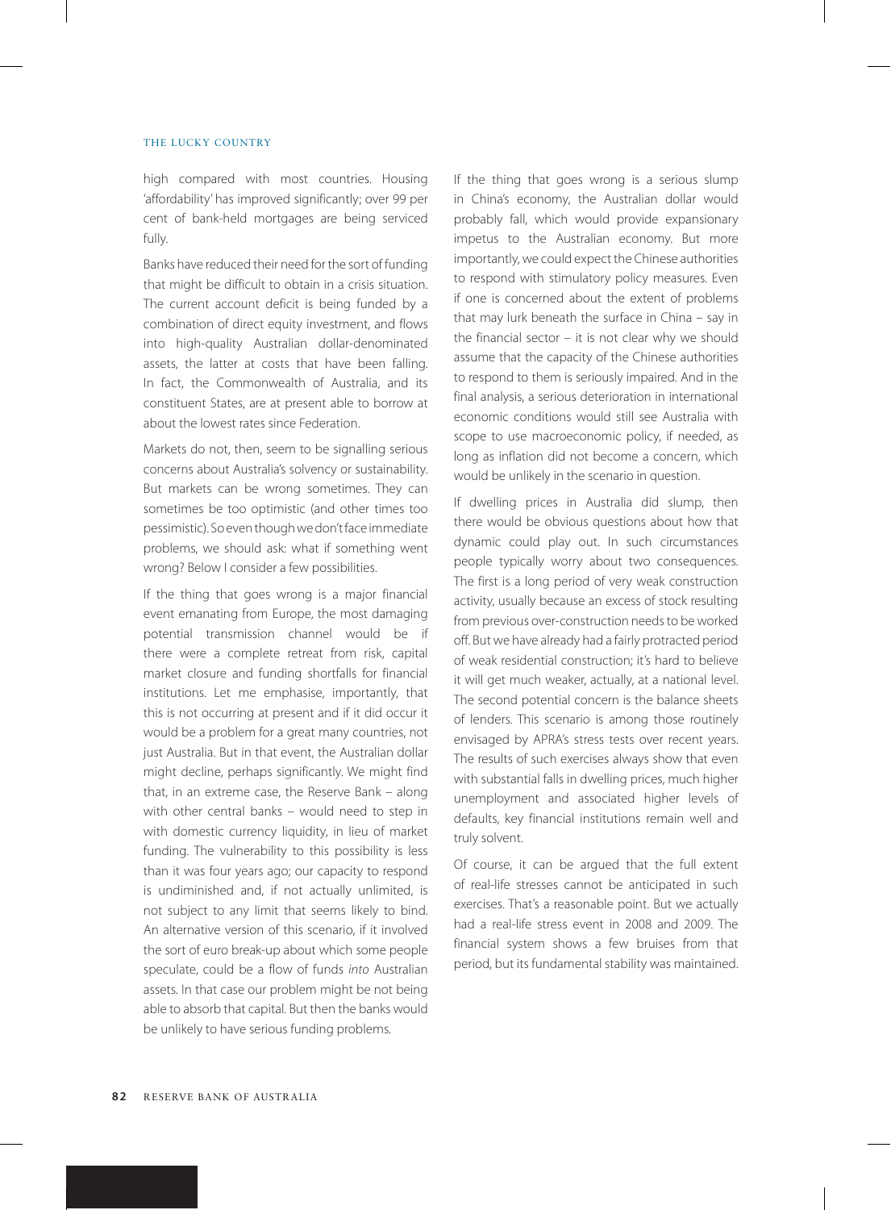high compared with most countries. Housing 'affordability' has improved significantly; over 99 per cent of bank-held mortgages are being serviced fully.

Banks have reduced their need for the sort of funding that might be difficult to obtain in a crisis situation. The current account deficit is being funded by a combination of direct equity investment, and flows into high-quality Australian dollar-denominated assets, the latter at costs that have been falling. In fact, the Commonwealth of Australia, and its constituent States, are at present able to borrow at about the lowest rates since Federation.

Markets do not, then, seem to be signalling serious concerns about Australia's solvency or sustainability. But markets can be wrong sometimes. They can sometimes be too optimistic (and other times too pessimistic). So even though we don't face immediate problems, we should ask: what if something went wrong? Below I consider a few possibilities.

If the thing that goes wrong is a major financial event emanating from Europe, the most damaging potential transmission channel would be if there were a complete retreat from risk, capital market closure and funding shortfalls for financial institutions. Let me emphasise, importantly, that this is not occurring at present and if it did occur it would be a problem for a great many countries, not just Australia. But in that event, the Australian dollar might decline, perhaps significantly. We might find that, in an extreme case, the Reserve Bank – along with other central banks – would need to step in with domestic currency liquidity, in lieu of market funding. The vulnerability to this possibility is less than it was four years ago; our capacity to respond is undiminished and, if not actually unlimited, is not subject to any limit that seems likely to bind. An alternative version of this scenario, if it involved the sort of euro break-up about which some people speculate, could be a flow of funds *into* Australian assets. In that case our problem might be not being able to absorb that capital. But then the banks would be unlikely to have serious funding problems.

If the thing that goes wrong is a serious slump in China's economy, the Australian dollar would probably fall, which would provide expansionary impetus to the Australian economy. But more importantly, we could expect the Chinese authorities to respond with stimulatory policy measures. Even if one is concerned about the extent of problems that may lurk beneath the surface in China – say in the financial sector – it is not clear why we should assume that the capacity of the Chinese authorities to respond to them is seriously impaired. And in the final analysis, a serious deterioration in international economic conditions would still see Australia with scope to use macroeconomic policy, if needed, as long as inflation did not become a concern, which would be unlikely in the scenario in question.

If dwelling prices in Australia did slump, then there would be obvious questions about how that dynamic could play out. In such circumstances people typically worry about two consequences. The first is a long period of very weak construction activity, usually because an excess of stock resulting from previous over-construction needs to be worked off. But we have already had a fairly protracted period of weak residential construction; it's hard to believe it will get much weaker, actually, at a national level. The second potential concern is the balance sheets of lenders. This scenario is among those routinely envisaged by APRA's stress tests over recent years. The results of such exercises always show that even with substantial falls in dwelling prices, much higher unemployment and associated higher levels of defaults, key financial institutions remain well and truly solvent.

Of course, it can be argued that the full extent of real-life stresses cannot be anticipated in such exercises. That's a reasonable point. But we actually had a real-life stress event in 2008 and 2009. The financial system shows a few bruises from that period, but its fundamental stability was maintained.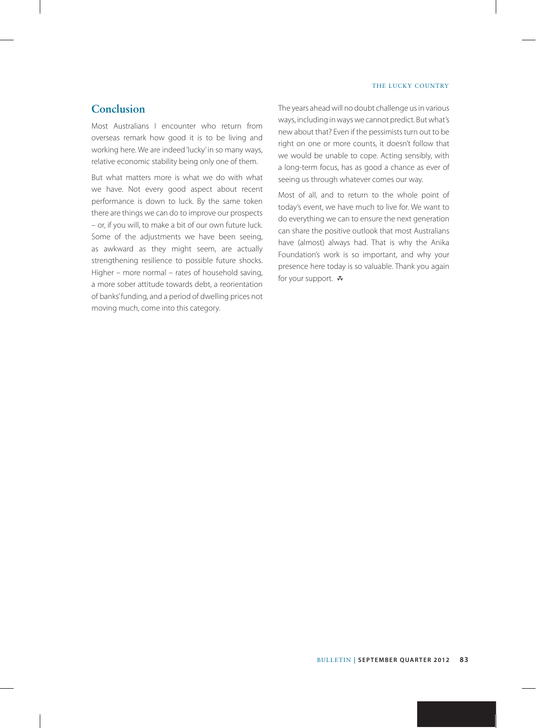## Conclusion

Most Australians I encounter who return from overseas remark how good it is to be living and working here. We are indeed 'lucky' in so many ways, relative economic stability being only one of them.

But what matters more is what we do with what we have. Not every good aspect about recent performance is down to luck. By the same token there are things we can do to improve our prospects – or, if you will, to make a bit of our own future luck. Some of the adjustments we have been seeing, as awkward as they might seem, are actually strengthening resilience to possible future shocks. Higher – more normal – rates of household saving, a more sober attitude towards debt, a reorientation of banks' funding, and a period of dwelling prices not moving much, come into this category.

The years ahead will no doubt challenge us in various ways, including in ways we cannot predict. But what's new about that? Even if the pessimists turn out to be right on one or more counts, it doesn't follow that we would be unable to cope. Acting sensibly, with a long-term focus, has as good a chance as ever of seeing us through whatever comes our way.

Most of all, and to return to the whole point of today's event, we have much to live for. We want to do everything we can to ensure the next generation can share the positive outlook that most Australians have (almost) always had. That is why the Anika Foundation's work is so important, and why your presence here today is so valuable. Thank you again for your support.